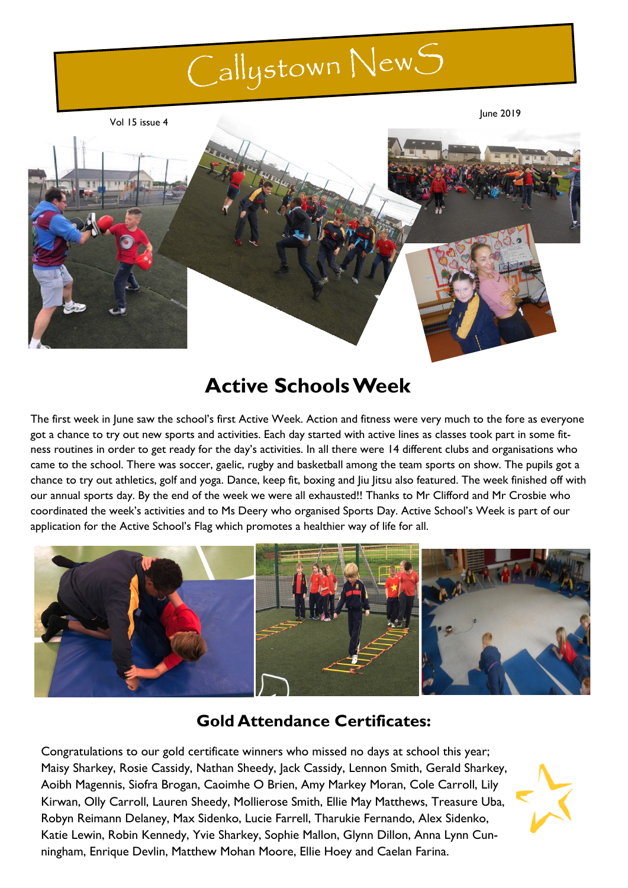# Callystown NewS

Vol 15 issue 4

June 2019

## Active Schools Week

The first week in June saw the school's first Active Week. Action and fitness were very much to the fore as everyone got a chance to try out new sports and activities. Each day started with active lines as classes took part in some fitness routines in order to get ready for the day's activities. In all there were 14 different clubs and organisations who came to the school. There was soccer, gaelic, rugby and basketball among the team sports on show. The pupils got a chance to try out athletics, golf and yoga. Dance, keep fit, boxing and Jiu Jitsu also featured. The week finished off with our annual sports day. By the end of the week we were all exhausted!! Thanks to Mr Clifford and Mr Crosbie who coordinated the week's activities and to Ms Deery who organised Sports Day. Active School's Week is part of our application for the Active School's Flag which promotes a healthier way of life for all.

### Gold Attendance Certificates:

Congratulations to our gold certificate winners who missed no days at school this year; Maisy Sharkey, Rosie Cassidy, Nathan Sheedy, Jack Cassidy, Lennon Smith, Gerald Sharkey, Aoibh Magennis, Siofra Brogan, Caoimhe O Brien, Amy Markey Moran, Cole Carroll, Lily Kirwan, Olly Carroll, Lauren Sheedy, Mollierose Smith, Ellie May Matthews, Treasure Uba, Robyn Reimann Delaney, Max Sidenko, Lucie Farrell, Tharukie Fernando, Alex Sidenko, Katie Lewin, Robin Kennedy, Yvie Sharkey, Sophie Mallon, Glynn Dillon, Anna Lynn Cunningham, Enrique Devlin, Matthew Mohan Moore, Ellie Hoey and Caelan Farina.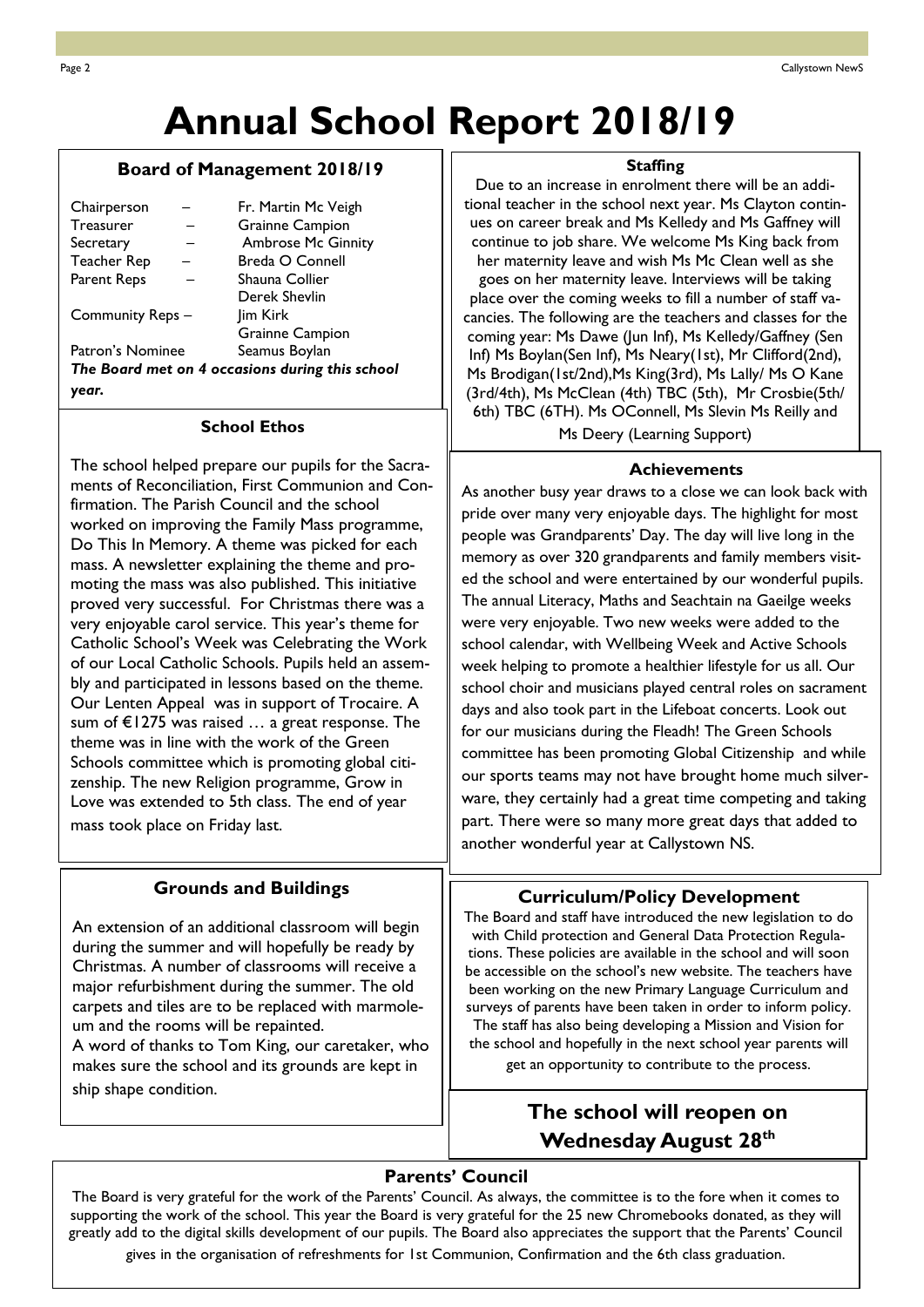# Annual School Report 2018/19

## Board of Management 2018/19

| | |
|---|---|
| Chairperson – | Fr. Martin Mc Veigh |
| Treasurer – | Grainne Campion |
| Secretary – | Ambrose Mc Ginnity |
| Teacher Rep – | Breda O Connell |
| Parent Reps – | Shauna Collier |
| | Derek Shevlin |
| Community Reps – | Jim Kirk |
| | Grainne Campion |
| Patron's Nominee | Seamus Boylan |

***The Board met on 4 occasions during this school year.***

## School Ethos

The school helped prepare our pupils for the Sacraments of Reconciliation, First Communion and Confirmation. The Parish Council and the school worked on improving the Family Mass programme, Do This In Memory. A theme was picked for each mass. A newsletter explaining the theme and promoting the mass was also published. This initiative proved very successful. For Christmas there was a very enjoyable carol service. This year's theme for Catholic School's Week was Celebrating the Work of our Local Catholic Schools. Pupils held an assembly and participated in lessons based on the theme. Our Lenten Appeal was in support of Trocaire. A sum of €1275 was raised … a great response. The theme was in line with the work of the Green Schools committee which is promoting global citizenship. The new Religion programme, Grow in Love was extended to 5th class. The end of year mass took place on Friday last.

## Grounds and Buildings

An extension of an additional classroom will begin during the summer and will hopefully be ready by Christmas. A number of classrooms will receive a major refurbishment during the summer. The old carpets and tiles are to be replaced with marmoleum and the rooms will be repainted.

A word of thanks to Tom King, our caretaker, who makes sure the school and its grounds are kept in ship shape condition.

## Staffing

Due to an increase in enrolment there will be an additional teacher in the school next year. Ms Clayton continues on career break and Ms Kelledy and Ms Gaffney will continue to job share. We welcome Ms King back from her maternity leave and wish Ms Mc Clean well as she goes on her maternity leave. Interviews will be taking place over the coming weeks to fill a number of staff vacancies. The following are the teachers and classes for the coming year: Ms Dawe (Jun Inf), Ms Kelledy/Gaffney (Sen Inf) Ms Boylan(Sen Inf), Ms Neary(1st), Mr Clifford(2nd), Ms Brodigan(1st/2nd),Ms King(3rd), Ms Lally/ Ms O Kane (3rd/4th), Ms McClean (4th) TBC (5th), Mr Crosbie(5th/ 6th) TBC (6TH). Ms OConnell, Ms Slevin Ms Reilly and Ms Deery (Learning Support)

## Achievements

As another busy year draws to a close we can look back with pride over many very enjoyable days. The highlight for most people was Grandparents' Day. The day will live long in the memory as over 320 grandparents and family members visited the school and were entertained by our wonderful pupils. The annual Literacy, Maths and Seachtain na Gaeilge weeks were very enjoyable. Two new weeks were added to the school calendar, with Wellbeing Week and Active Schools week helping to promote a healthier lifestyle for us all. Our school choir and musicians played central roles on sacrament days and also took part in the Lifeboat concerts. Look out for our musicians during the Fleadh! The Green Schools committee has been promoting Global Citizenship and while our sports teams may not have brought home much silverware, they certainly had a great time competing and taking part. There were so many more great days that added to another wonderful year at Callystown NS.

## Curriculum/Policy Development

The Board and staff have introduced the new legislation to do with Child protection and General Data Protection Regulations. These policies are available in the school and will soon be accessible on the school's new website. The teachers have been working on the new Primary Language Curriculum and surveys of parents have been taken in order to inform policy. The staff has also being developing a Mission and Vision for the school and hopefully in the next school year parents will get an opportunity to contribute to the process.

## The school will reopen on Wednesday August 28th

## Parents' Council

The Board is very grateful for the work of the Parents' Council. As always, the committee is to the fore when it comes to supporting the work of the school. This year the Board is very grateful for the 25 new Chromebooks donated, as they will greatly add to the digital skills development of our pupils. The Board also appreciates the support that the Parents' Council gives in the organisation of refreshments for 1st Communion, Confirmation and the 6th class graduation.